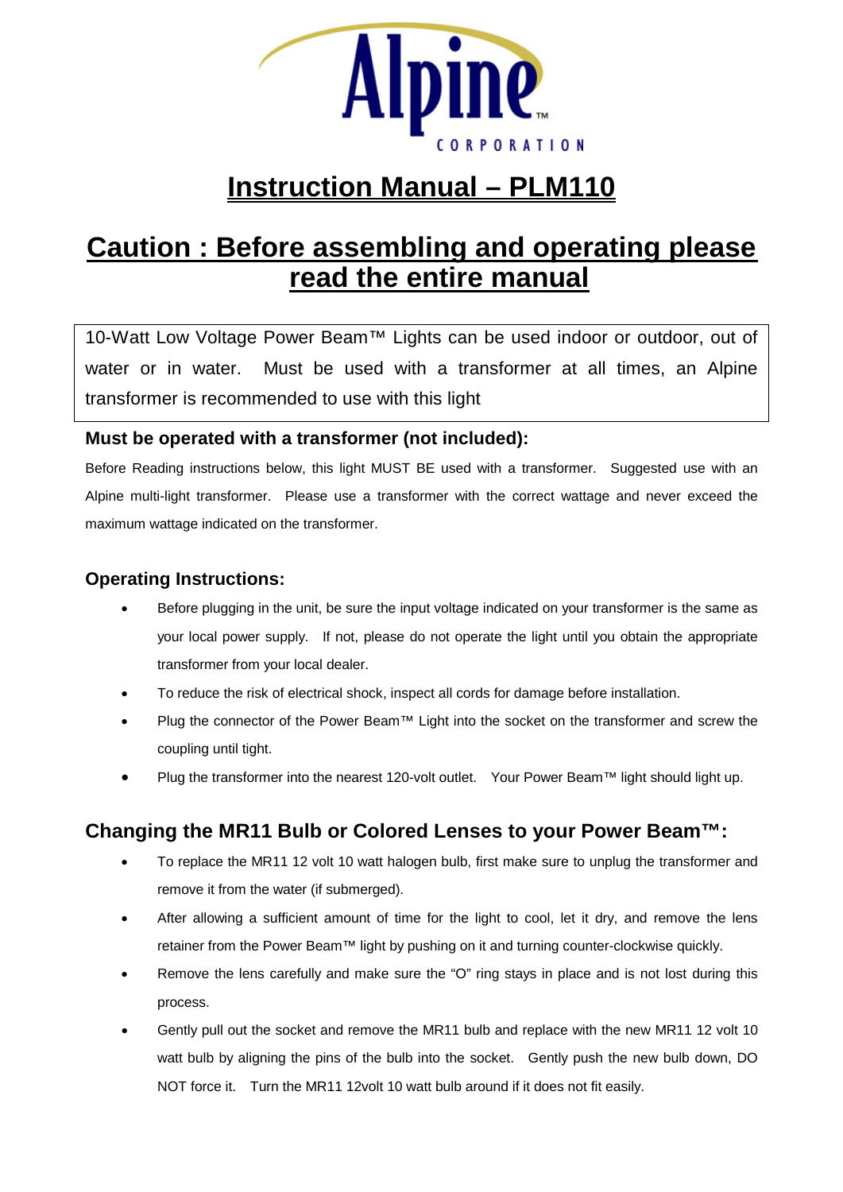# Instruction Manual – PLM110

## Caution : Before assembling and operating please read the entire manual

10-Watt Low Voltage Power Beam™ Lights can be used indoor or outdoor, out of water or in water. Must be used with a transformer at all times, an Alpine transformer is recommended to use with this light

### Must be operated with a transformer (not included):

Before Reading instructions below, this light MUST BE used with a transformer. Suggested use with an Alpine multi-light transformer. Please use a transformer with the correct wattage and never exceed the maximum wattage indicated on the transformer.

### Operating Instructions:

- Before plugging in the unit, be sure the input voltage indicated on your transformer is the same as your local power supply. If not, please do not operate the light until you obtain the appropriate transformer from your local dealer.
- To reduce the risk of electrical shock, inspect all cords for damage before installation.
- Plug the connector of the Power Beam™ Light into the socket on the transformer and screw the coupling until tight.
- Plug the transformer into the nearest 120-volt outlet. Your Power Beam™ light should light up.

### Changing the MR11 Bulb or Colored Lenses to your Power Beam™:

- To replace the MR11 12 volt 10 watt halogen bulb, first make sure to unplug the transformer and remove it from the water (if submerged).
- After allowing a sufficient amount of time for the light to cool, let it dry, and remove the lens retainer from the Power Beam™ light by pushing on it and turning counter-clockwise quickly.
- Remove the lens carefully and make sure the "O" ring stays in place and is not lost during this process.
- Gently pull out the socket and remove the MR11 bulb and replace with the new MR11 12 volt 10 watt bulb by aligning the pins of the bulb into the socket. Gently push the new bulb down, DO NOT force it. Turn the MR11 12volt 10 watt bulb around if it does not fit easily.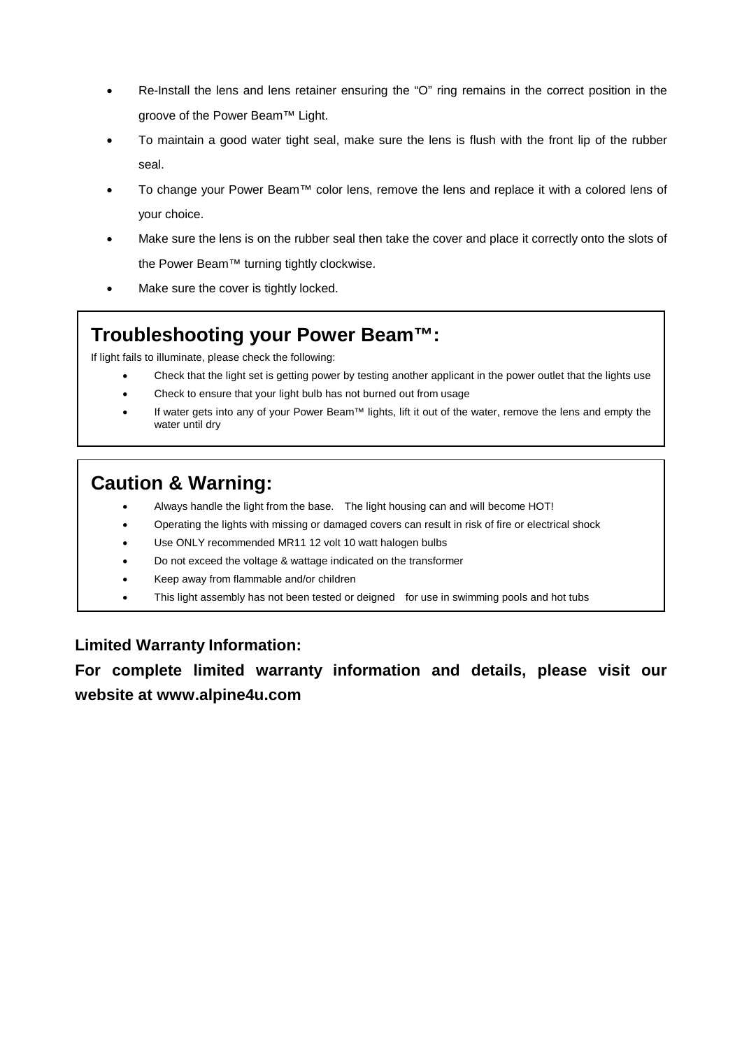- Re-Install the lens and lens retainer ensuring the “O” ring remains in the correct position in the groove of the Power Beam™ Light.
- To maintain a good water tight seal, make sure the lens is flush with the front lip of the rubber seal.
- To change your Power Beam™ color lens, remove the lens and replace it with a colored lens of your choice.
- Make sure the lens is on the rubber seal then take the cover and place it correctly onto the slots of the Power Beam™ turning tightly clockwise.
- Make sure the cover is tightly locked.

## Troubleshooting your Power Beam™:

If light fails to illuminate, please check the following:

- Check that the light set is getting power by testing another applicant in the power outlet that the lights use
- Check to ensure that your light bulb has not burned out from usage
- If water gets into any of your Power Beam™ lights, lift it out of the water, remove the lens and empty the water until dry

## Caution & Warning:

- Always handle the light from the base. The light housing can and will become HOT!
- Operating the lights with missing or damaged covers can result in risk of fire or electrical shock
- Use ONLY recommended MR11 12 volt 10 watt halogen bulbs
- Do not exceed the voltage & wattage indicated on the transformer
- Keep away from flammable and/or children
- This light assembly has not been tested or deigned for use in swimming pools and hot tubs

**Limited Warranty Information:**

**For complete limited warranty information and details, please visit our website at www.alpine4u.com**